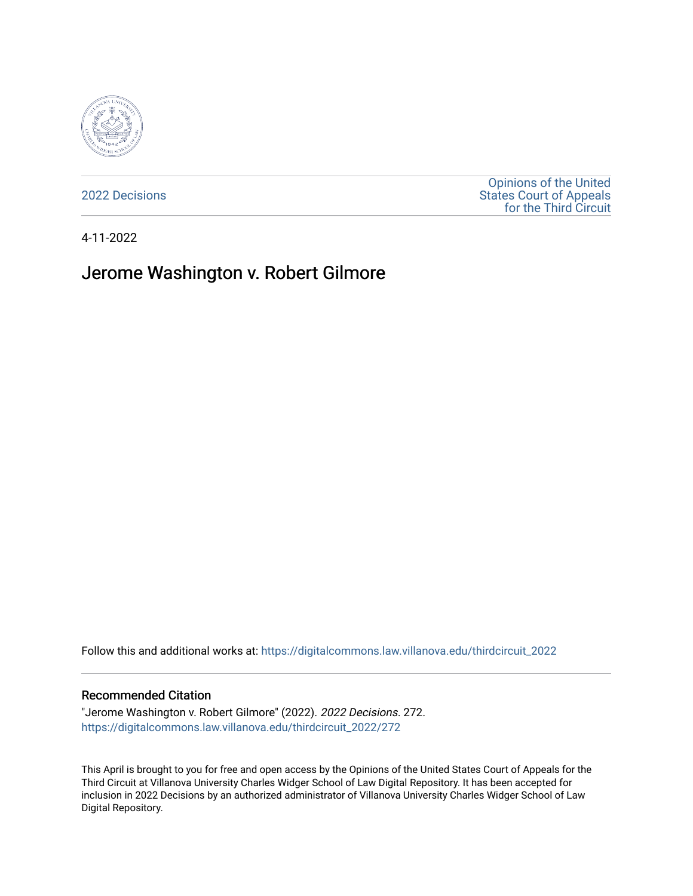2022 Decisions

Opinions of the United States Court of Appeals for the Third Circuit

4-11-2022

# Jerome Washington v. Robert Gilmore

Follow this and additional works at: https://digitalcommons.law.villanova.edu/thirdcircuit_2022

## Recommended Citation

"Jerome Washington v. Robert Gilmore" (2022). *2022 Decisions*. 272.
https://digitalcommons.law.villanova.edu/thirdcircuit_2022/272

This April is brought to you for free and open access by the Opinions of the United States Court of Appeals for the Third Circuit at Villanova University Charles Widger School of Law Digital Repository. It has been accepted for inclusion in 2022 Decisions by an authorized administrator of Villanova University Charles Widger School of Law Digital Repository.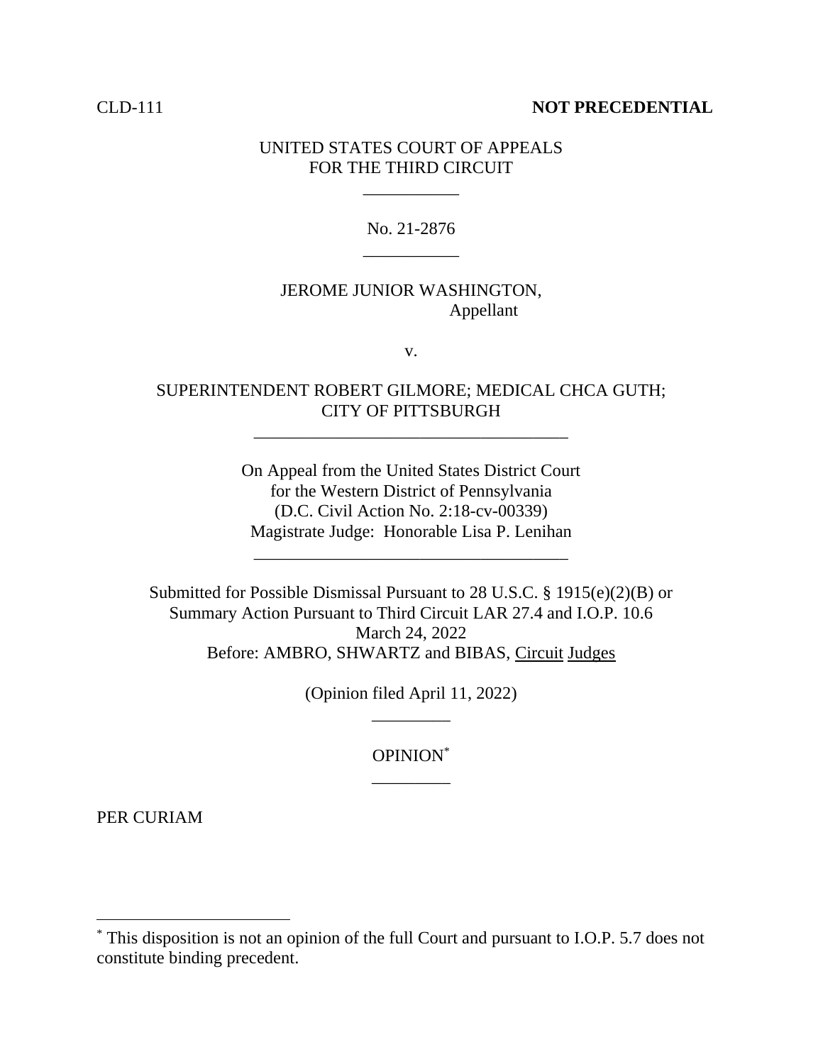CLD-111 **NOT PRECEDENTIAL**

UNITED STATES COURT OF APPEALS
FOR THE THIRD CIRCUIT

---

No. 21-2876

---

JEROME JUNIOR WASHINGTON,
Appellant

v.

SUPERINTENDENT ROBERT GILMORE; MEDICAL CHCA GUTH;
CITY OF PITTSBURGH

---

On Appeal from the United States District Court
for the Western District of Pennsylvania
(D.C. Civil Action No. 2:18-cv-00339)
Magistrate Judge: Honorable Lisa P. Lenihan

---

Submitted for Possible Dismissal Pursuant to 28 U.S.C. § 1915(e)(2)(B) or
Summary Action Pursuant to Third Circuit LAR 27.4 and I.O.P. 10.6
March 24, 2022
Before: AMBRO, SHWARTZ and BIBAS, Circuit Judges

(Opinion filed April 11, 2022)

---

OPINION*

---

PER CURIAM

---

* This disposition is not an opinion of the full Court and pursuant to I.O.P. 5.7 does not constitute binding precedent.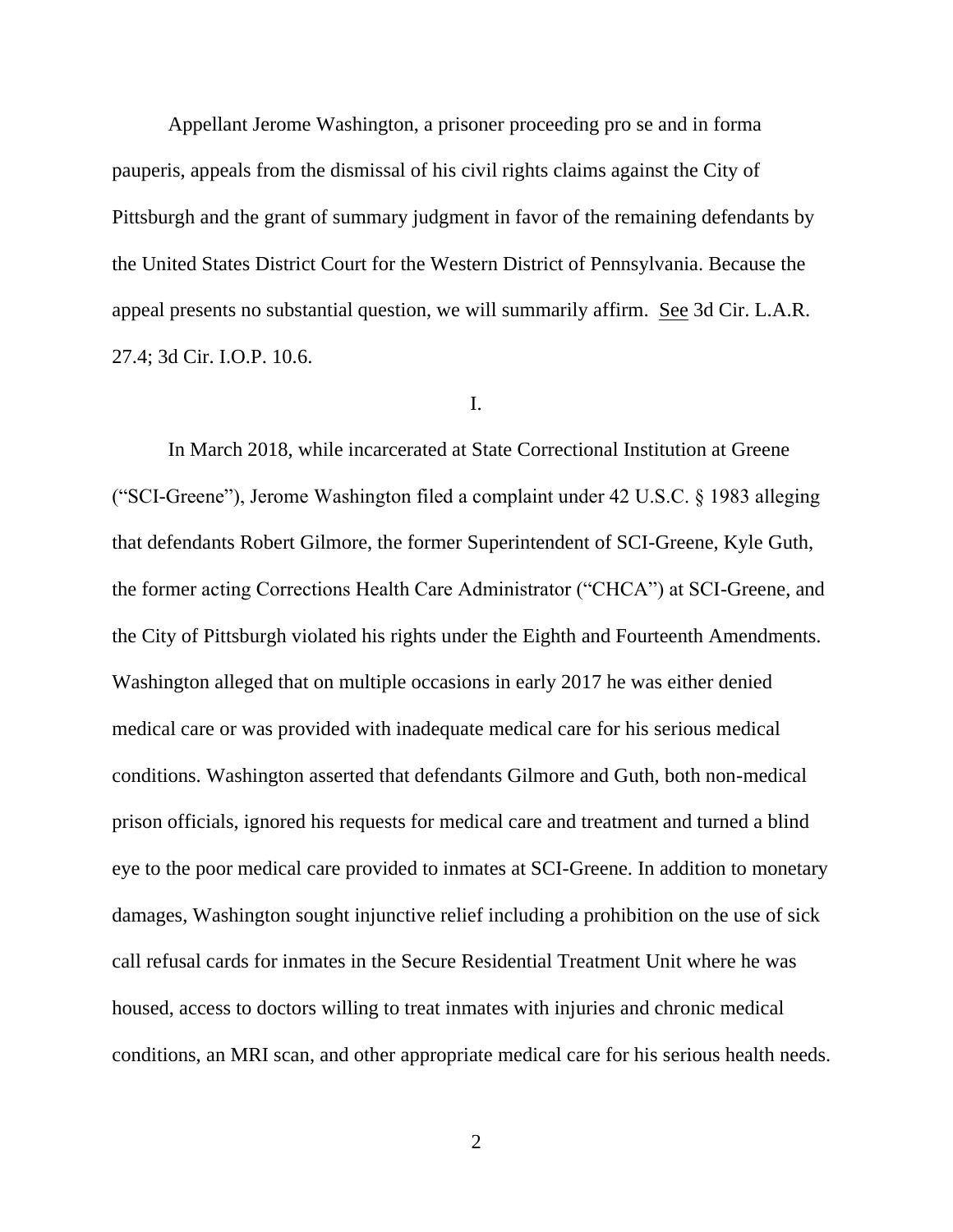Appellant Jerome Washington, a prisoner proceeding pro se and in forma pauperis, appeals from the dismissal of his civil rights claims against the City of Pittsburgh and the grant of summary judgment in favor of the remaining defendants by the United States District Court for the Western District of Pennsylvania. Because the appeal presents no substantial question, we will summarily affirm. See 3d Cir. L.A.R. 27.4; 3d Cir. I.O.P. 10.6.

I.

In March 2018, while incarcerated at State Correctional Institution at Greene ("SCI-Greene"), Jerome Washington filed a complaint under 42 U.S.C. § 1983 alleging that defendants Robert Gilmore, the former Superintendent of SCI-Greene, Kyle Guth, the former acting Corrections Health Care Administrator ("CHCA") at SCI-Greene, and the City of Pittsburgh violated his rights under the Eighth and Fourteenth Amendments. Washington alleged that on multiple occasions in early 2017 he was either denied medical care or was provided with inadequate medical care for his serious medical conditions. Washington asserted that defendants Gilmore and Guth, both non-medical prison officials, ignored his requests for medical care and treatment and turned a blind eye to the poor medical care provided to inmates at SCI-Greene. In addition to monetary damages, Washington sought injunctive relief including a prohibition on the use of sick call refusal cards for inmates in the Secure Residential Treatment Unit where he was housed, access to doctors willing to treat inmates with injuries and chronic medical conditions, an MRI scan, and other appropriate medical care for his serious health needs.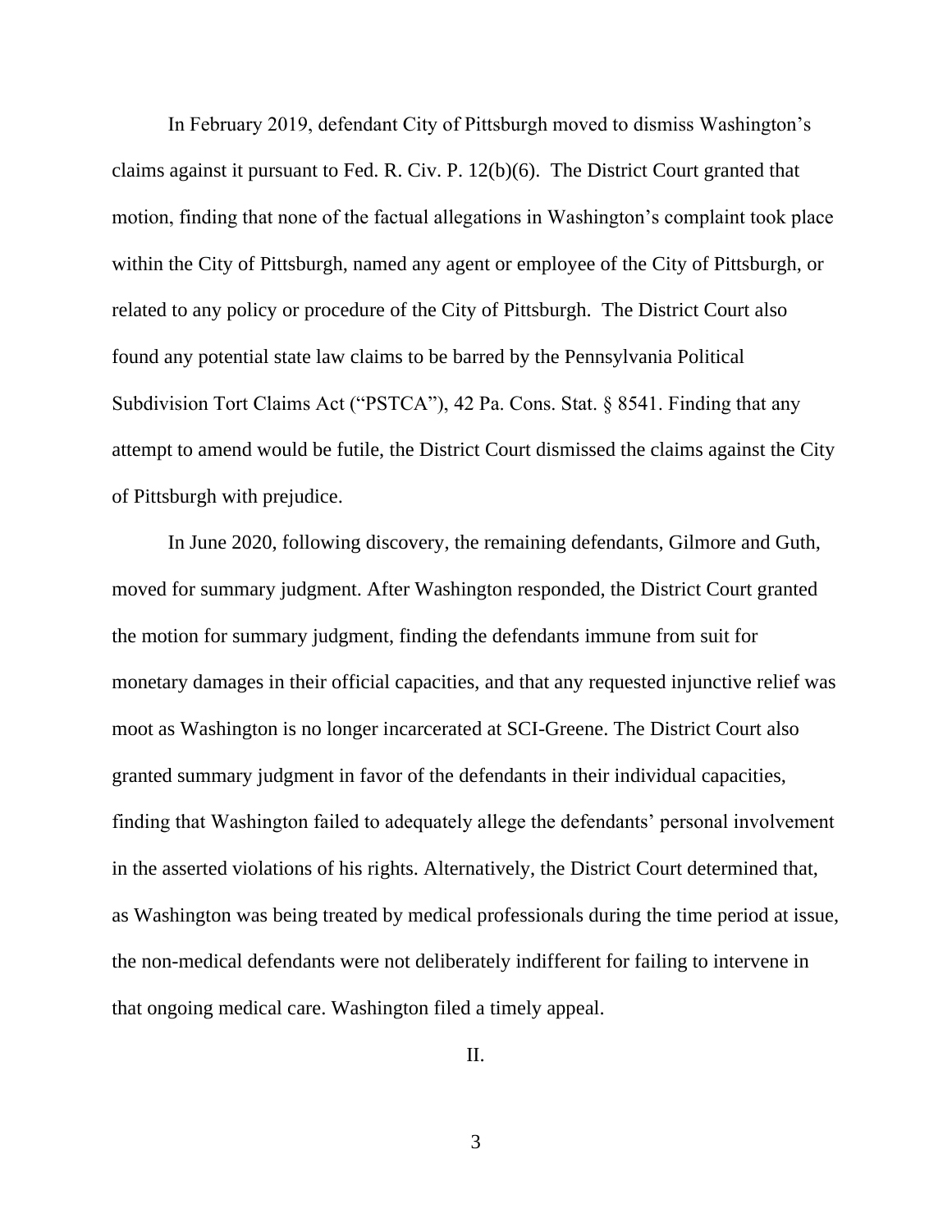In February 2019, defendant City of Pittsburgh moved to dismiss Washington's claims against it pursuant to Fed. R. Civ. P. 12(b)(6). The District Court granted that motion, finding that none of the factual allegations in Washington's complaint took place within the City of Pittsburgh, named any agent or employee of the City of Pittsburgh, or related to any policy or procedure of the City of Pittsburgh. The District Court also found any potential state law claims to be barred by the Pennsylvania Political Subdivision Tort Claims Act ("PSTCA"), 42 Pa. Cons. Stat. § 8541. Finding that any attempt to amend would be futile, the District Court dismissed the claims against the City of Pittsburgh with prejudice.

In June 2020, following discovery, the remaining defendants, Gilmore and Guth, moved for summary judgment. After Washington responded, the District Court granted the motion for summary judgment, finding the defendants immune from suit for monetary damages in their official capacities, and that any requested injunctive relief was moot as Washington is no longer incarcerated at SCI-Greene. The District Court also granted summary judgment in favor of the defendants in their individual capacities, finding that Washington failed to adequately allege the defendants' personal involvement in the asserted violations of his rights. Alternatively, the District Court determined that, as Washington was being treated by medical professionals during the time period at issue, the non-medical defendants were not deliberately indifferent for failing to intervene in that ongoing medical care. Washington filed a timely appeal.

## II.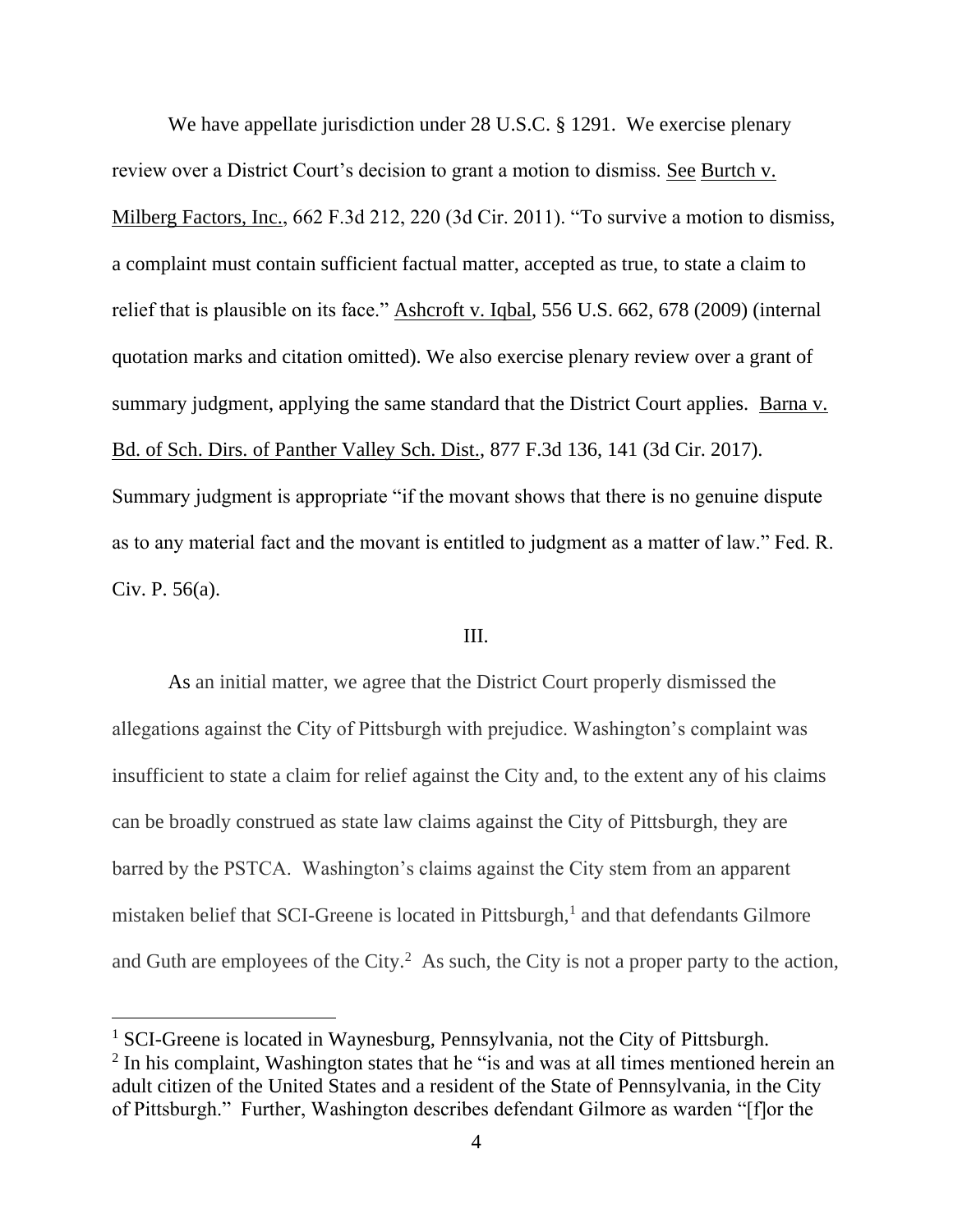We have appellate jurisdiction under 28 U.S.C. § 1291. We exercise plenary review over a District Court's decision to grant a motion to dismiss. See Burtch v. Milberg Factors, Inc., 662 F.3d 212, 220 (3d Cir. 2011). "To survive a motion to dismiss, a complaint must contain sufficient factual matter, accepted as true, to state a claim to relief that is plausible on its face." Ashcroft v. Iqbal, 556 U.S. 662, 678 (2009) (internal quotation marks and citation omitted). We also exercise plenary review over a grant of summary judgment, applying the same standard that the District Court applies. Barna v. Bd. of Sch. Dirs. of Panther Valley Sch. Dist., 877 F.3d 136, 141 (3d Cir. 2017). Summary judgment is appropriate "if the movant shows that there is no genuine dispute as to any material fact and the movant is entitled to judgment as a matter of law." Fed. R. Civ. P. 56(a).

## III.

As an initial matter, we agree that the District Court properly dismissed the allegations against the City of Pittsburgh with prejudice. Washington's complaint was insufficient to state a claim for relief against the City and, to the extent any of his claims can be broadly construed as state law claims against the City of Pittsburgh, they are barred by the PSTCA. Washington's claims against the City stem from an apparent mistaken belief that SCI-Greene is located in Pittsburgh,[1] and that defendants Gilmore and Guth are employees of the City.[2] As such, the City is not a proper party to the action,

---

[1] SCI-Greene is located in Waynesburg, Pennsylvania, not the City of Pittsburgh.

[2] In his complaint, Washington states that he "is and was at all times mentioned herein an adult citizen of the United States and a resident of the State of Pennsylvania, in the City of Pittsburgh." Further, Washington describes defendant Gilmore as warden "[f]or the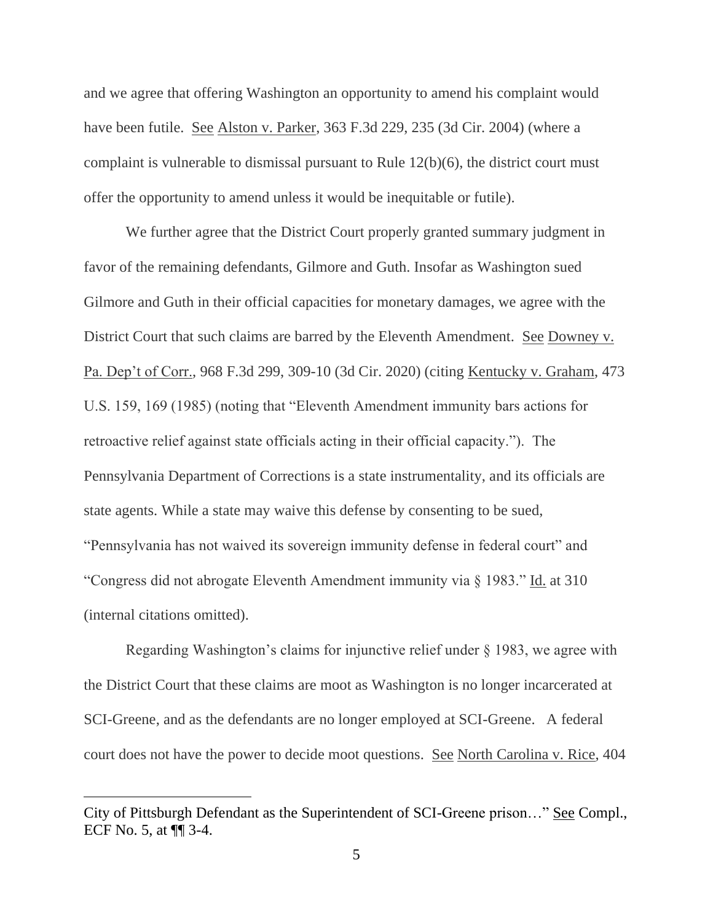and we agree that offering Washington an opportunity to amend his complaint would have been futile. See Alston v. Parker, 363 F.3d 229, 235 (3d Cir. 2004) (where a complaint is vulnerable to dismissal pursuant to Rule 12(b)(6), the district court must offer the opportunity to amend unless it would be inequitable or futile).

We further agree that the District Court properly granted summary judgment in favor of the remaining defendants, Gilmore and Guth. Insofar as Washington sued Gilmore and Guth in their official capacities for monetary damages, we agree with the District Court that such claims are barred by the Eleventh Amendment. See Downey v. Pa. Dep't of Corr., 968 F.3d 299, 309-10 (3d Cir. 2020) (citing Kentucky v. Graham, 473 U.S. 159, 169 (1985) (noting that "Eleventh Amendment immunity bars actions for retroactive relief against state officials acting in their official capacity."). The Pennsylvania Department of Corrections is a state instrumentality, and its officials are state agents. While a state may waive this defense by consenting to be sued, "Pennsylvania has not waived its sovereign immunity defense in federal court" and "Congress did not abrogate Eleventh Amendment immunity via § 1983." Id. at 310 (internal citations omitted).

Regarding Washington's claims for injunctive relief under § 1983, we agree with the District Court that these claims are moot as Washington is no longer incarcerated at SCI-Greene, and as the defendants are no longer employed at SCI-Greene. A federal court does not have the power to decide moot questions. See North Carolina v. Rice, 404

---

City of Pittsburgh Defendant as the Superintendent of SCI-Greene prison…" See Compl., ECF No. 5, at ¶¶ 3-4.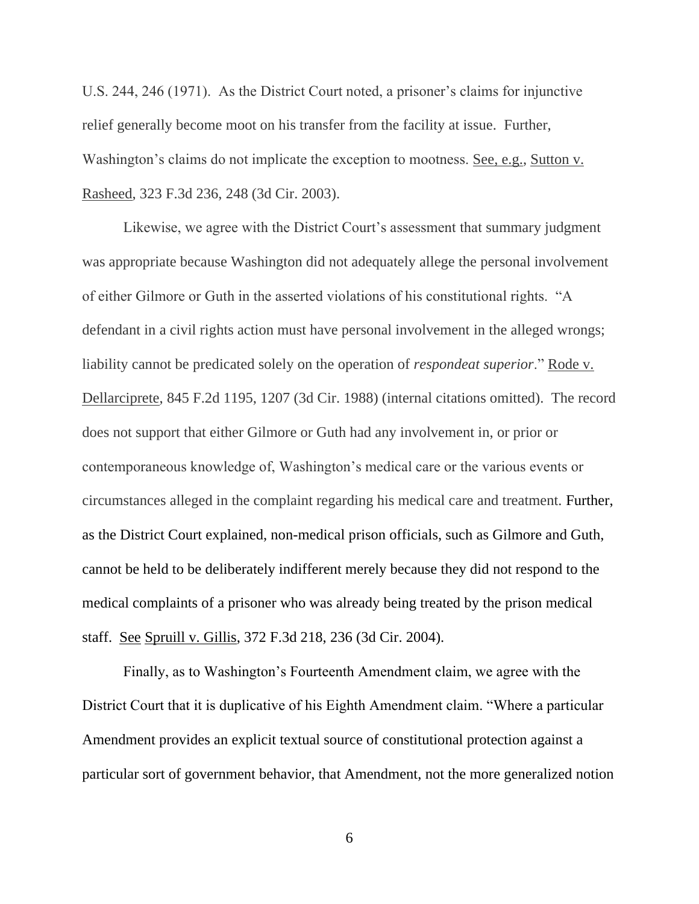U.S. 244, 246 (1971). As the District Court noted, a prisoner's claims for injunctive relief generally become moot on his transfer from the facility at issue. Further, Washington's claims do not implicate the exception to mootness. See, e.g., Sutton v. Rasheed, 323 F.3d 236, 248 (3d Cir. 2003).

Likewise, we agree with the District Court's assessment that summary judgment was appropriate because Washington did not adequately allege the personal involvement of either Gilmore or Guth in the asserted violations of his constitutional rights. "A defendant in a civil rights action must have personal involvement in the alleged wrongs; liability cannot be predicated solely on the operation of *respondeat superior*." Rode v. Dellarciprete, 845 F.2d 1195, 1207 (3d Cir. 1988) (internal citations omitted). The record does not support that either Gilmore or Guth had any involvement in, or prior or contemporaneous knowledge of, Washington's medical care or the various events or circumstances alleged in the complaint regarding his medical care and treatment. Further, as the District Court explained, non-medical prison officials, such as Gilmore and Guth, cannot be held to be deliberately indifferent merely because they did not respond to the medical complaints of a prisoner who was already being treated by the prison medical staff. See Spruill v. Gillis, 372 F.3d 218, 236 (3d Cir. 2004).

Finally, as to Washington's Fourteenth Amendment claim, we agree with the District Court that it is duplicative of his Eighth Amendment claim. "Where a particular Amendment provides an explicit textual source of constitutional protection against a particular sort of government behavior, that Amendment, not the more generalized notion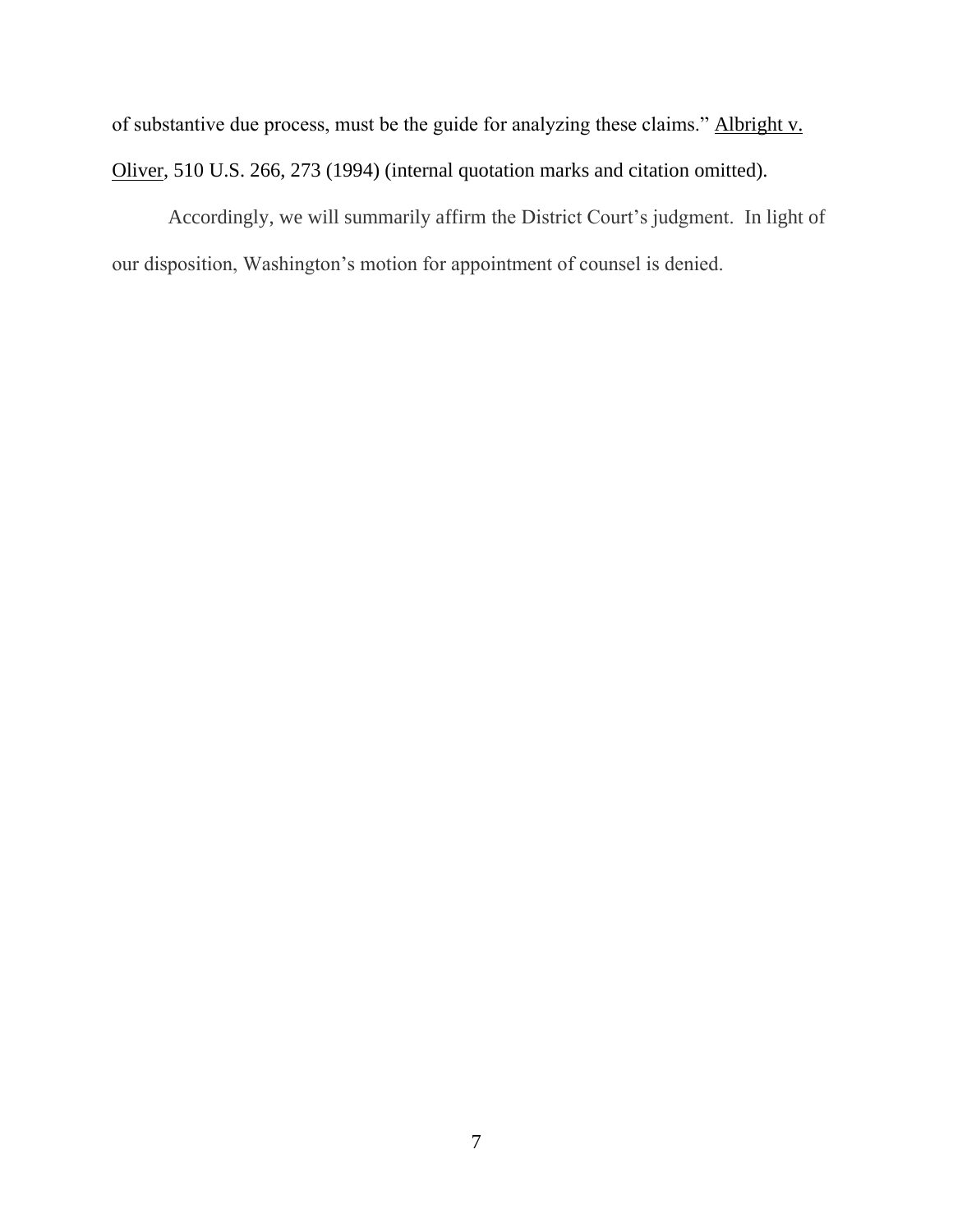of substantive due process, must be the guide for analyzing these claims." Albright v. Oliver, 510 U.S. 266, 273 (1994) (internal quotation marks and citation omitted).

Accordingly, we will summarily affirm the District Court's judgment. In light of our disposition, Washington's motion for appointment of counsel is denied.